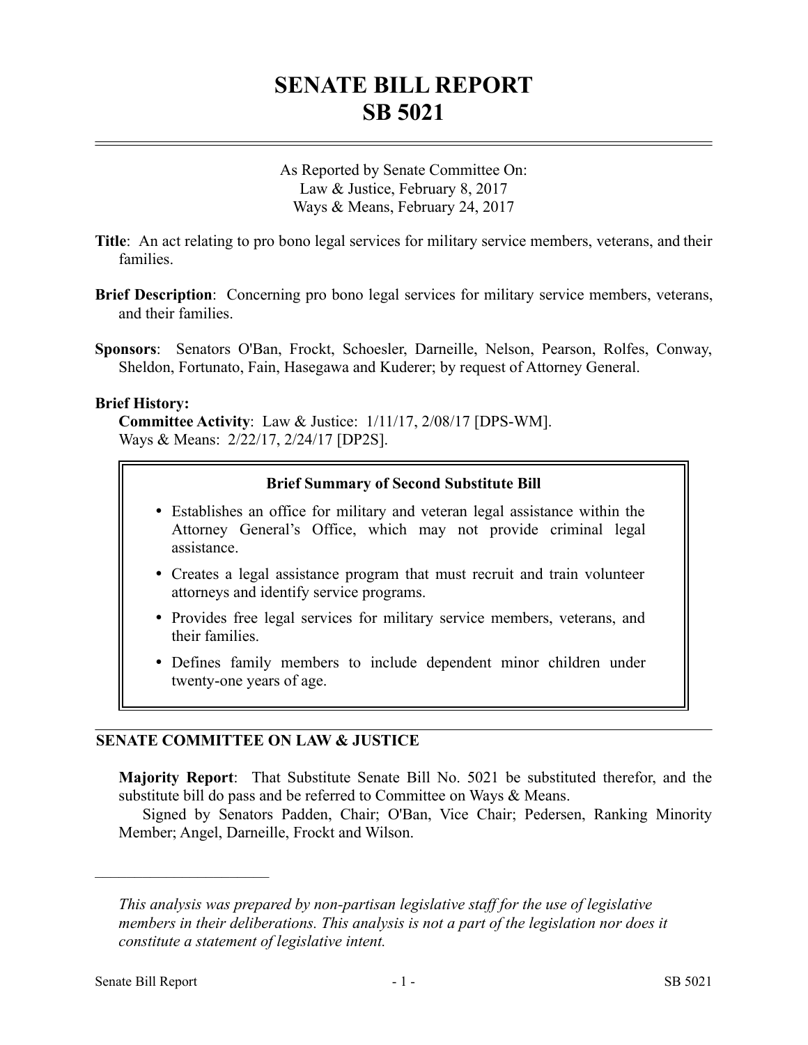# SENATE BILL REPORT
# SB 5021

As Reported by Senate Committee On:
Law & Justice, February 8, 2017
Ways & Means, February 24, 2017

**Title**: An act relating to pro bono legal services for military service members, veterans, and their families.

**Brief Description**: Concerning pro bono legal services for military service members, veterans, and their families.

**Sponsors**: Senators O'Ban, Frockt, Schoesler, Darneille, Nelson, Pearson, Rolfes, Conway, Sheldon, Fortunato, Fain, Hasegawa and Kuderer; by request of Attorney General.

**Brief History:**

**Committee Activity**: Law & Justice: 1/11/17, 2/08/17 [DPS-WM].
Ways & Means: 2/22/17, 2/24/17 [DP2S].

**Brief Summary of Second Substitute Bill**

- Establishes an office for military and veteran legal assistance within the Attorney General's Office, which may not provide criminal legal assistance.
- Creates a legal assistance program that must recruit and train volunteer attorneys and identify service programs.
- Provides free legal services for military service members, veterans, and their families.
- Defines family members to include dependent minor children under twenty-one years of age.

## SENATE COMMITTEE ON LAW & JUSTICE

**Majority Report**: That Substitute Senate Bill No. 5021 be substituted therefor, and the substitute bill do pass and be referred to Committee on Ways & Means.

Signed by Senators Padden, Chair; O'Ban, Vice Chair; Pedersen, Ranking Minority Member; Angel, Darneille, Frockt and Wilson.

---

*This analysis was prepared by non-partisan legislative staff for the use of legislative members in their deliberations. This analysis is not a part of the legislation nor does it constitute a statement of legislative intent.*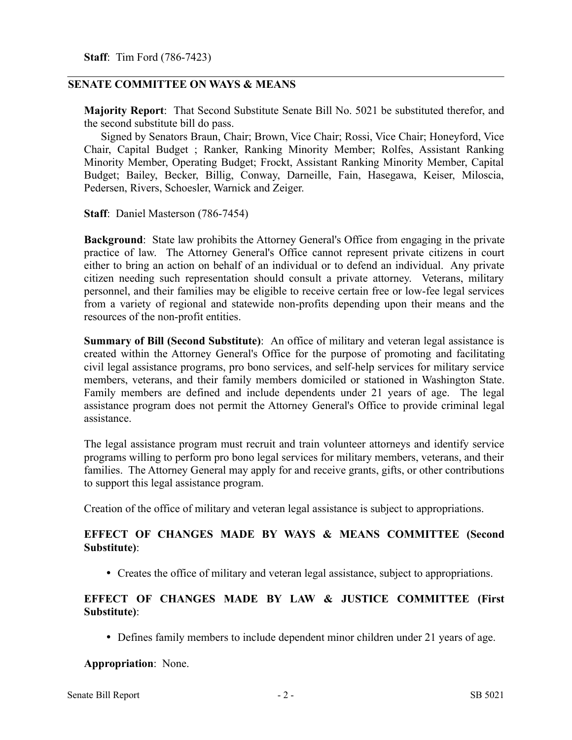**Staff**: Tim Ford (786-7423)

---

## SENATE COMMITTEE ON WAYS & MEANS

**Majority Report**: That Second Substitute Senate Bill No. 5021 be substituted therefor, and the second substitute bill do pass.

Signed by Senators Braun, Chair; Brown, Vice Chair; Rossi, Vice Chair; Honeyford, Vice Chair, Capital Budget ; Ranker, Ranking Minority Member; Rolfes, Assistant Ranking Minority Member, Operating Budget; Frockt, Assistant Ranking Minority Member, Capital Budget; Bailey, Becker, Billig, Conway, Darneille, Fain, Hasegawa, Keiser, Miloscia, Pedersen, Rivers, Schoesler, Warnick and Zeiger.

**Staff**: Daniel Masterson (786-7454)

**Background**: State law prohibits the Attorney General's Office from engaging in the private practice of law. The Attorney General's Office cannot represent private citizens in court either to bring an action on behalf of an individual or to defend an individual. Any private citizen needing such representation should consult a private attorney. Veterans, military personnel, and their families may be eligible to receive certain free or low-fee legal services from a variety of regional and statewide non-profits depending upon their means and the resources of the non-profit entities.

**Summary of Bill (Second Substitute)**: An office of military and veteran legal assistance is created within the Attorney General's Office for the purpose of promoting and facilitating civil legal assistance programs, pro bono services, and self-help services for military service members, veterans, and their family members domiciled or stationed in Washington State. Family members are defined and include dependents under 21 years of age. The legal assistance program does not permit the Attorney General's Office to provide criminal legal assistance.

The legal assistance program must recruit and train volunteer attorneys and identify service programs willing to perform pro bono legal services for military members, veterans, and their families. The Attorney General may apply for and receive grants, gifts, or other contributions to support this legal assistance program.

Creation of the office of military and veteran legal assistance is subject to appropriations.

### EFFECT OF CHANGES MADE BY WAYS & MEANS COMMITTEE (Second Substitute):

- Creates the office of military and veteran legal assistance, subject to appropriations.

### EFFECT OF CHANGES MADE BY LAW & JUSTICE COMMITTEE (First Substitute):

- Defines family members to include dependent minor children under 21 years of age.

**Appropriation**: None.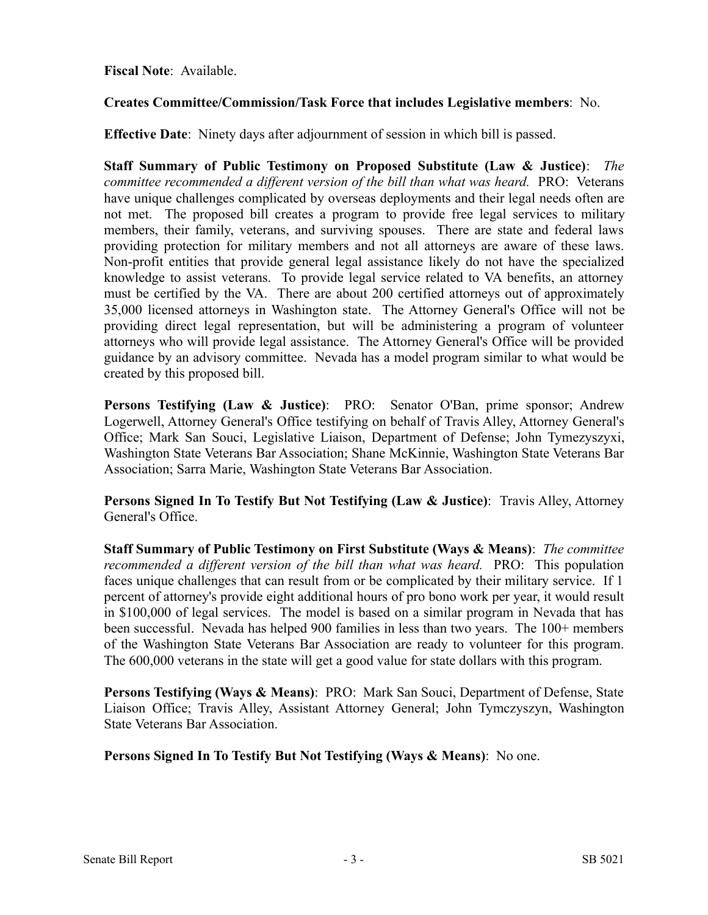**Fiscal Note**: Available.

**Creates Committee/Commission/Task Force that includes Legislative members**: No.

**Effective Date**: Ninety days after adjournment of session in which bill is passed.

**Staff Summary of Public Testimony on Proposed Substitute (Law & Justice)**: *The committee recommended a different version of the bill than what was heard.* PRO: Veterans have unique challenges complicated by overseas deployments and their legal needs often are not met. The proposed bill creates a program to provide free legal services to military members, their family, veterans, and surviving spouses. There are state and federal laws providing protection for military members and not all attorneys are aware of these laws. Non-profit entities that provide general legal assistance likely do not have the specialized knowledge to assist veterans. To provide legal service related to VA benefits, an attorney must be certified by the VA. There are about 200 certified attorneys out of approximately 35,000 licensed attorneys in Washington state. The Attorney General's Office will not be providing direct legal representation, but will be administering a program of volunteer attorneys who will provide legal assistance. The Attorney General's Office will be provided guidance by an advisory committee. Nevada has a model program similar to what would be created by this proposed bill.

**Persons Testifying (Law & Justice)**: PRO: Senator O'Ban, prime sponsor; Andrew Logerwell, Attorney General's Office testifying on behalf of Travis Alley, Attorney General's Office; Mark San Souci, Legislative Liaison, Department of Defense; John Tymezyszyxi, Washington State Veterans Bar Association; Shane McKinnie, Washington State Veterans Bar Association; Sarra Marie, Washington State Veterans Bar Association.

**Persons Signed In To Testify But Not Testifying (Law & Justice)**: Travis Alley, Attorney General's Office.

**Staff Summary of Public Testimony on First Substitute (Ways & Means)**: *The committee recommended a different version of the bill than what was heard.* PRO: This population faces unique challenges that can result from or be complicated by their military service. If 1 percent of attorney's provide eight additional hours of pro bono work per year, it would result in $100,000 of legal services. The model is based on a similar program in Nevada that has been successful. Nevada has helped 900 families in less than two years. The 100+ members of the Washington State Veterans Bar Association are ready to volunteer for this program. The 600,000 veterans in the state will get a good value for state dollars with this program.

**Persons Testifying (Ways & Means)**: PRO: Mark San Souci, Department of Defense, State Liaison Office; Travis Alley, Assistant Attorney General; John Tymczyszyn, Washington State Veterans Bar Association.

**Persons Signed In To Testify But Not Testifying (Ways & Means)**: No one.